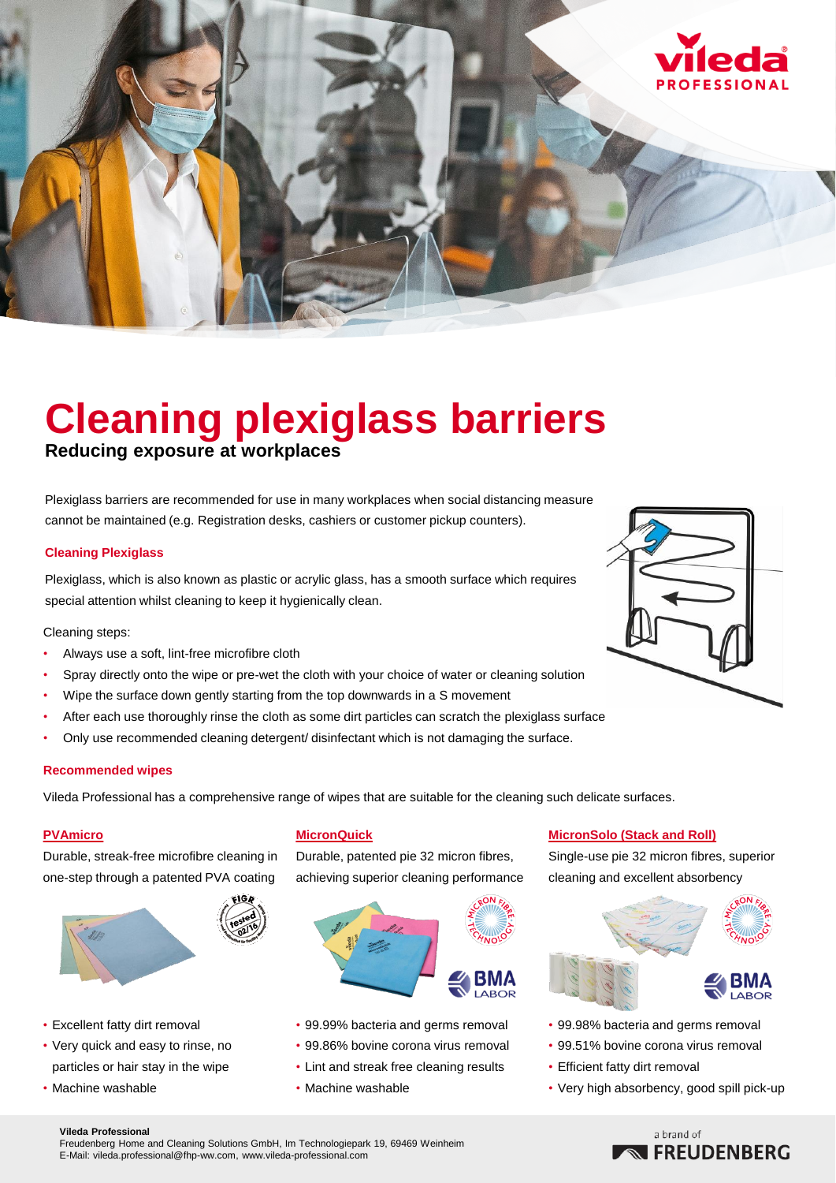# Cleaning plexiglass barriers

**Reducing exposure at workplaces**

Plexiglass barriers are recommended for use in many workplaces when social distancing measure cannot be maintained (e.g. Registration desks, cashiers or customer pickup counters).

### Cleaning Plexiglass

Plexiglass, which is also known as plastic or acrylic glass, has a smooth surface which requires special attention whilst cleaning to keep it hygienically clean.

Cleaning steps:

- Always use a soft, lint-free microfibre cloth
- Spray directly onto the wipe or pre-wet the cloth with your choice of water or cleaning solution
- Wipe the surface down gently starting from the top downwards in a S movement
- After each use thoroughly rinse the cloth as some dirt particles can scratch the plexiglass surface
- Only use recommended cleaning detergent/ disinfectant which is not damaging the surface.

### Recommended wipes

Vileda Professional has a comprehensive range of wipes that are suitable for the cleaning such delicate surfaces.

#### PVAmicro

Durable, streak-free microfibre cleaning in one-step through a patented PVA coating

- Excellent fatty dirt removal
- Very quick and easy to rinse, no particles or hair stay in the wipe
- Machine washable

#### MicronQuick

Durable, patented pie 32 micron fibres, achieving superior cleaning performance

- 99.99% bacteria and germs removal
- 99.86% bovine corona virus removal
- Lint and streak free cleaning results
- Machine washable

#### MicronSolo (Stack and Roll)

Single-use pie 32 micron fibres, superior cleaning and excellent absorbency

- 99.98% bacteria and germs removal
- 99.51% bovine corona virus removal
- Efficient fatty dirt removal
- Very high absorbency, good spill pick-up

**Vileda Professional**
Freudenberg Home and Cleaning Solutions GmbH, Im Technologiepark 19, 69469 Weinheim
E-Mail: vileda.professional@fhp-ww.com, www.vileda-professional.com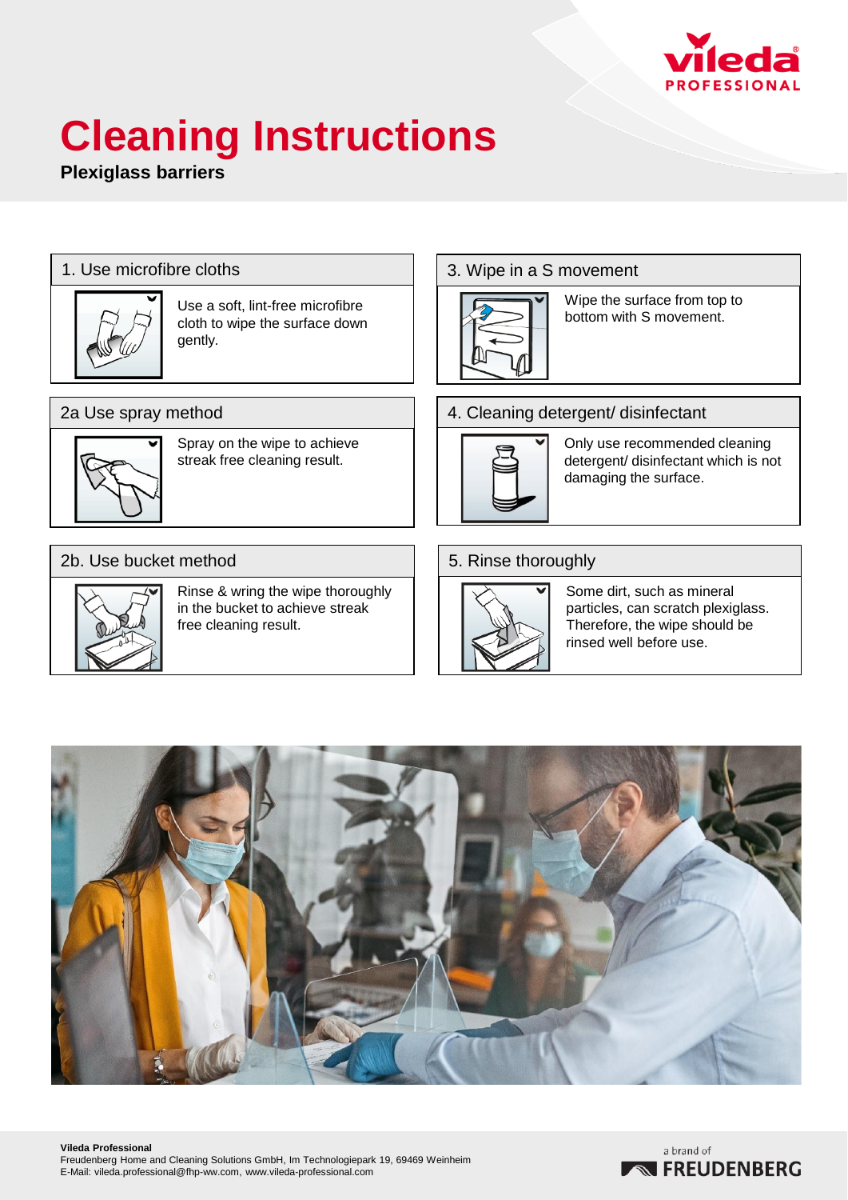# Cleaning Instructions

**Plexiglass barriers**

## 1. Use microfibre cloths

Use a soft, lint-free microfibre cloth to wipe the surface down gently.

## 2a Use spray method

Spray on the wipe to achieve streak free cleaning result.

## 2b. Use bucket method

Rinse & wring the wipe thoroughly in the bucket to achieve streak free cleaning result.

## 3. Wipe in a S movement

Wipe the surface from top to bottom with S movement.

## 4. Cleaning detergent/ disinfectant

Only use recommended cleaning detergent/ disinfectant which is not damaging the surface.

## 5. Rinse thoroughly

Some dirt, such as mineral particles, can scratch plexiglass. Therefore, the wipe should be rinsed well before use.

**Vileda Professional**
Freudenberg Home and Cleaning Solutions GmbH, Im Technologiepark 19, 69469 Weinheim
E-Mail: vileda.professional@fhp-ww.com, www.vileda-professional.com

a brand of FREUDENBERG